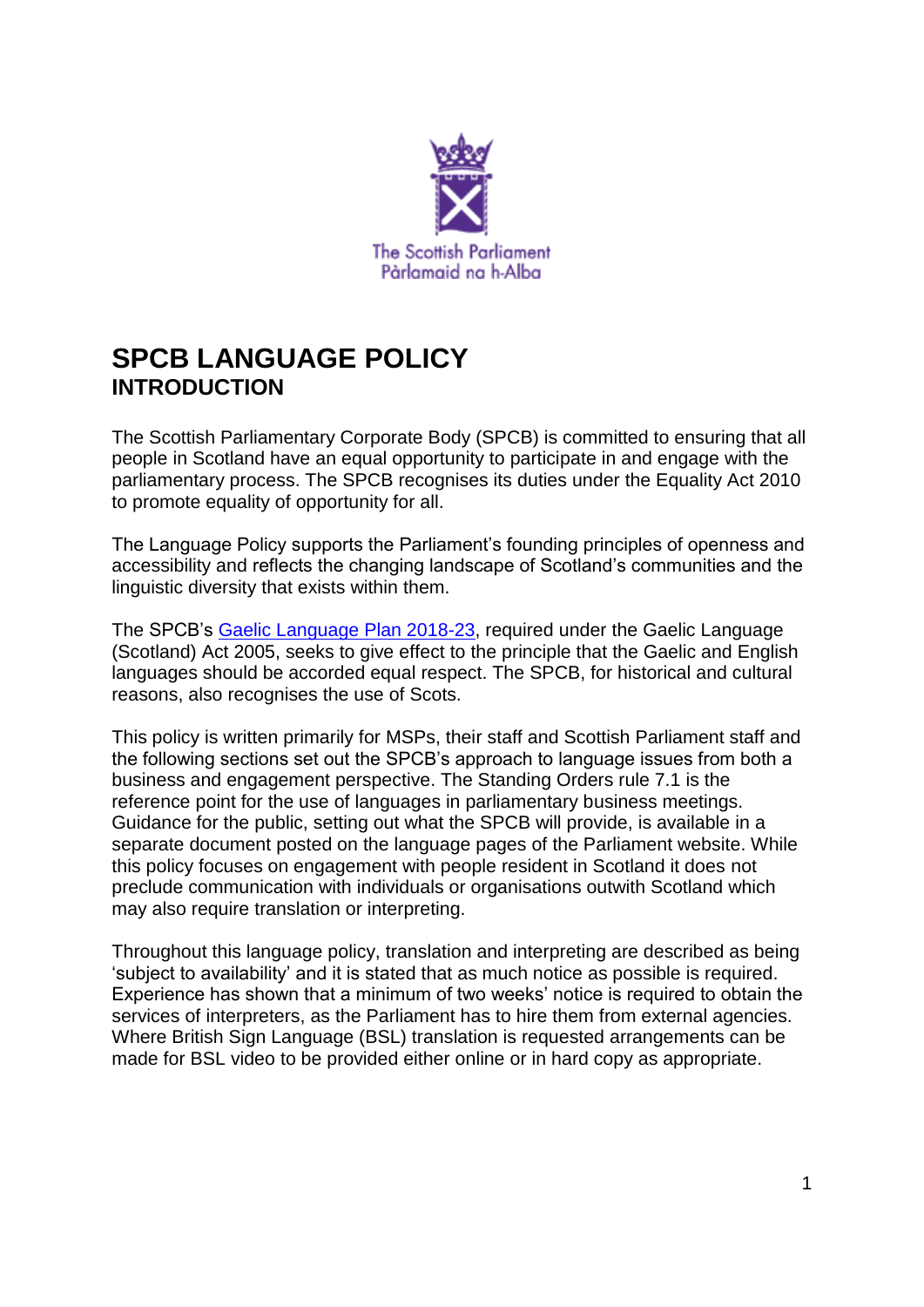The Scottish Parliament
Pàrlamaid na h-Alba

# SPCB LANGUAGE POLICY

## INTRODUCTION

The Scottish Parliamentary Corporate Body (SPCB) is committed to ensuring that all people in Scotland have an equal opportunity to participate in and engage with the parliamentary process. The SPCB recognises its duties under the Equality Act 2010 to promote equality of opportunity for all.

The Language Policy supports the Parliament's founding principles of openness and accessibility and reflects the changing landscape of Scotland's communities and the linguistic diversity that exists within them.

The SPCB's Gaelic Language Plan 2018-23, required under the Gaelic Language (Scotland) Act 2005, seeks to give effect to the principle that the Gaelic and English languages should be accorded equal respect. The SPCB, for historical and cultural reasons, also recognises the use of Scots.

This policy is written primarily for MSPs, their staff and Scottish Parliament staff and the following sections set out the SPCB's approach to language issues from both a business and engagement perspective. The Standing Orders rule 7.1 is the reference point for the use of languages in parliamentary business meetings. Guidance for the public, setting out what the SPCB will provide, is available in a separate document posted on the language pages of the Parliament website. While this policy focuses on engagement with people resident in Scotland it does not preclude communication with individuals or organisations outwith Scotland which may also require translation or interpreting.

Throughout this language policy, translation and interpreting are described as being 'subject to availability' and it is stated that as much notice as possible is required. Experience has shown that a minimum of two weeks' notice is required to obtain the services of interpreters, as the Parliament has to hire them from external agencies. Where British Sign Language (BSL) translation is requested arrangements can be made for BSL video to be provided either online or in hard copy as appropriate.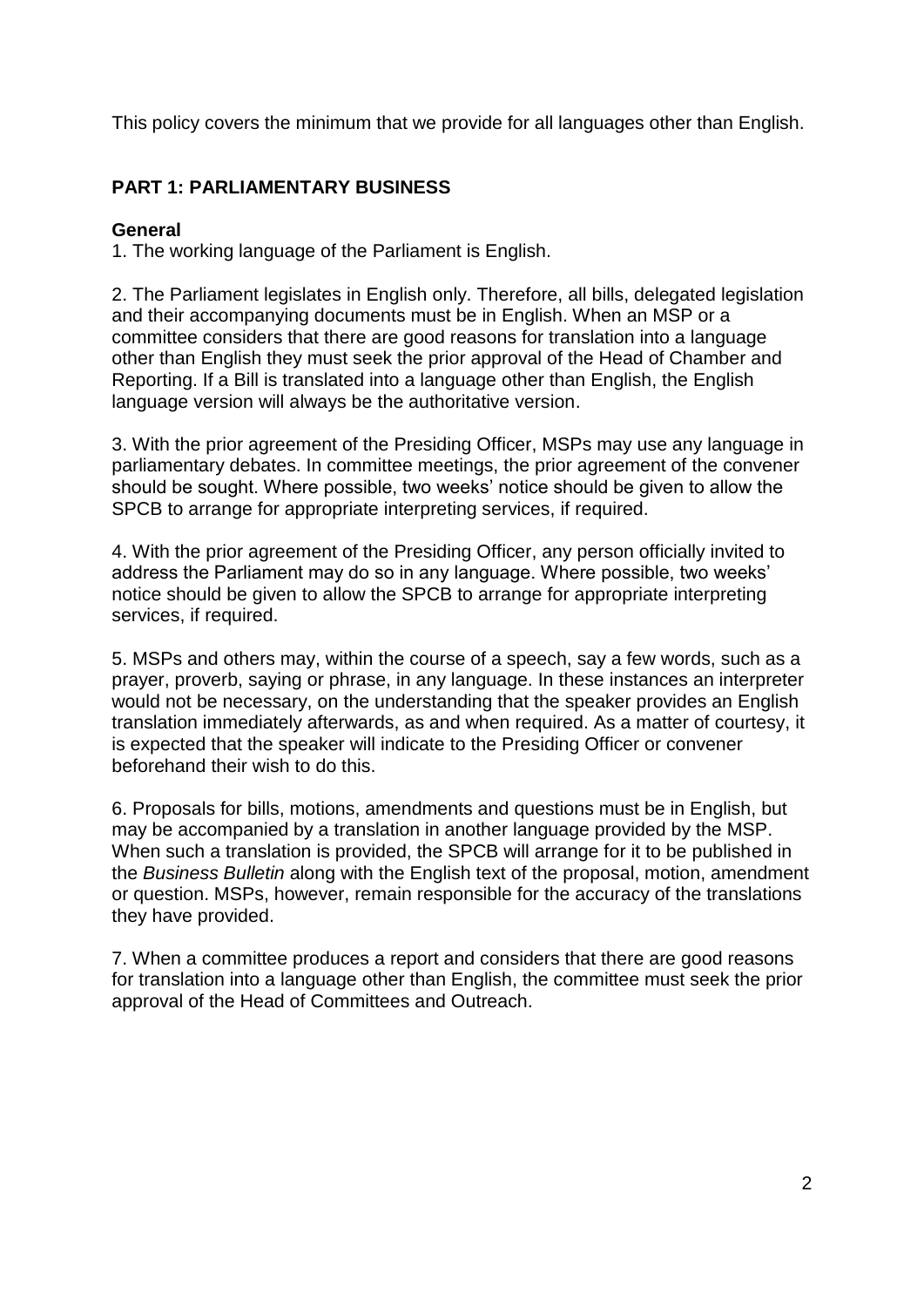This policy covers the minimum that we provide for all languages other than English.

## PART 1: PARLIAMENTARY BUSINESS

### General

1. The working language of the Parliament is English.

2. The Parliament legislates in English only. Therefore, all bills, delegated legislation and their accompanying documents must be in English. When an MSP or a committee considers that there are good reasons for translation into a language other than English they must seek the prior approval of the Head of Chamber and Reporting. If a Bill is translated into a language other than English, the English language version will always be the authoritative version.

3. With the prior agreement of the Presiding Officer, MSPs may use any language in parliamentary debates. In committee meetings, the prior agreement of the convener should be sought. Where possible, two weeks' notice should be given to allow the SPCB to arrange for appropriate interpreting services, if required.

4. With the prior agreement of the Presiding Officer, any person officially invited to address the Parliament may do so in any language. Where possible, two weeks' notice should be given to allow the SPCB to arrange for appropriate interpreting services, if required.

5. MSPs and others may, within the course of a speech, say a few words, such as a prayer, proverb, saying or phrase, in any language. In these instances an interpreter would not be necessary, on the understanding that the speaker provides an English translation immediately afterwards, as and when required. As a matter of courtesy, it is expected that the speaker will indicate to the Presiding Officer or convener beforehand their wish to do this.

6. Proposals for bills, motions, amendments and questions must be in English, but may be accompanied by a translation in another language provided by the MSP. When such a translation is provided, the SPCB will arrange for it to be published in the *Business Bulletin* along with the English text of the proposal, motion, amendment or question. MSPs, however, remain responsible for the accuracy of the translations they have provided.

7. When a committee produces a report and considers that there are good reasons for translation into a language other than English, the committee must seek the prior approval of the Head of Committees and Outreach.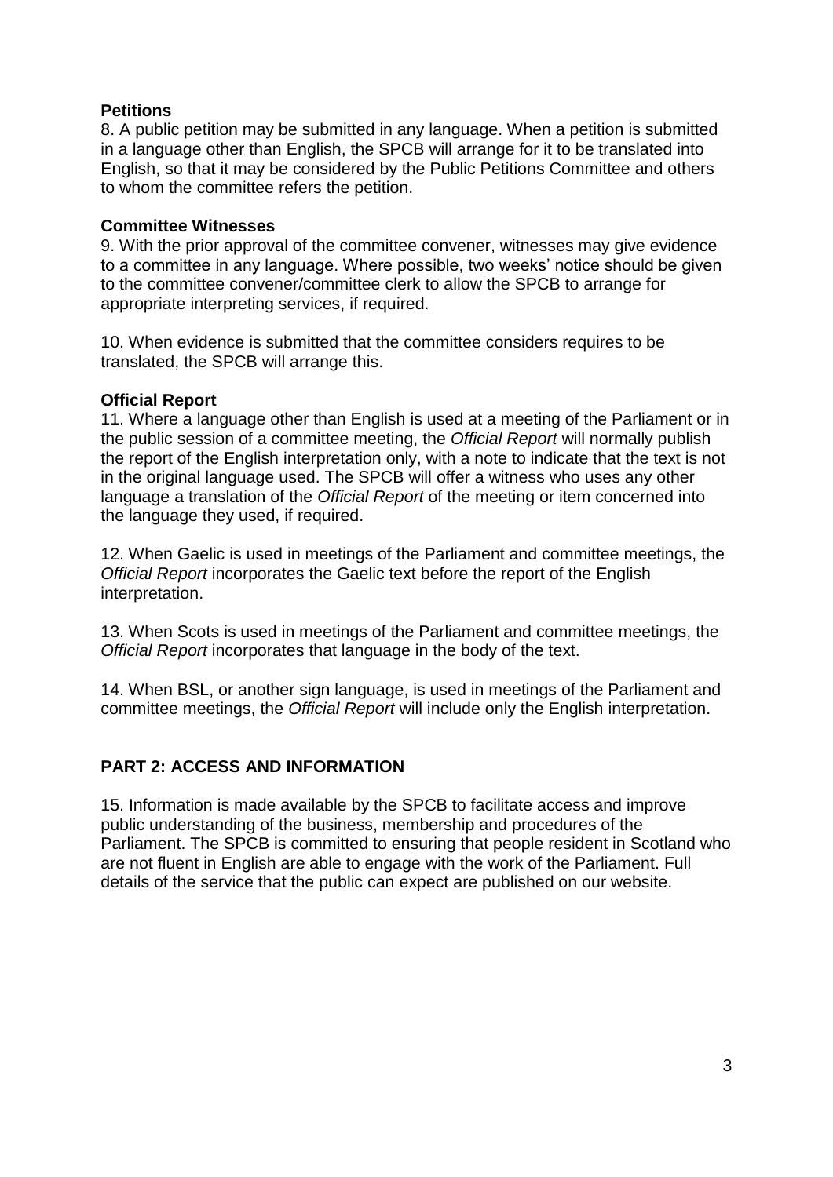**Petitions**

8. A public petition may be submitted in any language. When a petition is submitted in a language other than English, the SPCB will arrange for it to be translated into English, so that it may be considered by the Public Petitions Committee and others to whom the committee refers the petition.

**Committee Witnesses**

9. With the prior approval of the committee convener, witnesses may give evidence to a committee in any language. Where possible, two weeks' notice should be given to the committee convener/committee clerk to allow the SPCB to arrange for appropriate interpreting services, if required.

10. When evidence is submitted that the committee considers requires to be translated, the SPCB will arrange this.

**Official Report**

11. Where a language other than English is used at a meeting of the Parliament or in the public session of a committee meeting, the *Official Report* will normally publish the report of the English interpretation only, with a note to indicate that the text is not in the original language used. The SPCB will offer a witness who uses any other language a translation of the *Official Report* of the meeting or item concerned into the language they used, if required.

12. When Gaelic is used in meetings of the Parliament and committee meetings, the *Official Report* incorporates the Gaelic text before the report of the English interpretation.

13. When Scots is used in meetings of the Parliament and committee meetings, the *Official Report* incorporates that language in the body of the text.

14. When BSL, or another sign language, is used in meetings of the Parliament and committee meetings, the *Official Report* will include only the English interpretation.

## PART 2: ACCESS AND INFORMATION

15. Information is made available by the SPCB to facilitate access and improve public understanding of the business, membership and procedures of the Parliament. The SPCB is committed to ensuring that people resident in Scotland who are not fluent in English are able to engage with the work of the Parliament. Full details of the service that the public can expect are published on our website.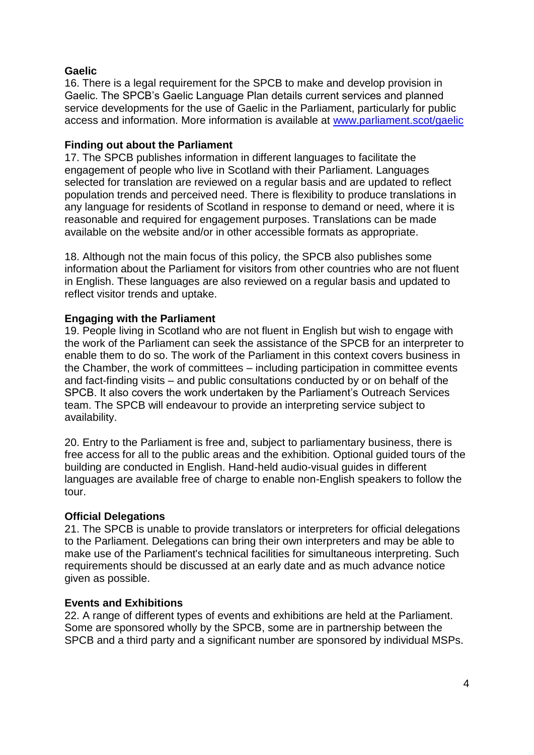**Gaelic**

16. There is a legal requirement for the SPCB to make and develop provision in Gaelic. The SPCB's Gaelic Language Plan details current services and planned service developments for the use of Gaelic in the Parliament, particularly for public access and information. More information is available at [www.parliament.scot/gaelic](http://www.parliament.scot/gaelic)

**Finding out about the Parliament**

17. The SPCB publishes information in different languages to facilitate the engagement of people who live in Scotland with their Parliament. Languages selected for translation are reviewed on a regular basis and are updated to reflect population trends and perceived need. There is flexibility to produce translations in any language for residents of Scotland in response to demand or need, where it is reasonable and required for engagement purposes. Translations can be made available on the website and/or in other accessible formats as appropriate.

18. Although not the main focus of this policy, the SPCB also publishes some information about the Parliament for visitors from other countries who are not fluent in English. These languages are also reviewed on a regular basis and updated to reflect visitor trends and uptake.

**Engaging with the Parliament**

19. People living in Scotland who are not fluent in English but wish to engage with the work of the Parliament can seek the assistance of the SPCB for an interpreter to enable them to do so. The work of the Parliament in this context covers business in the Chamber, the work of committees – including participation in committee events and fact-finding visits – and public consultations conducted by or on behalf of the SPCB. It also covers the work undertaken by the Parliament's Outreach Services team. The SPCB will endeavour to provide an interpreting service subject to availability.

20. Entry to the Parliament is free and, subject to parliamentary business, there is free access for all to the public areas and the exhibition. Optional guided tours of the building are conducted in English. Hand-held audio-visual guides in different languages are available free of charge to enable non-English speakers to follow the tour.

**Official Delegations**

21. The SPCB is unable to provide translators or interpreters for official delegations to the Parliament. Delegations can bring their own interpreters and may be able to make use of the Parliament's technical facilities for simultaneous interpreting. Such requirements should be discussed at an early date and as much advance notice given as possible.

**Events and Exhibitions**

22. A range of different types of events and exhibitions are held at the Parliament. Some are sponsored wholly by the SPCB, some are in partnership between the SPCB and a third party and a significant number are sponsored by individual MSPs.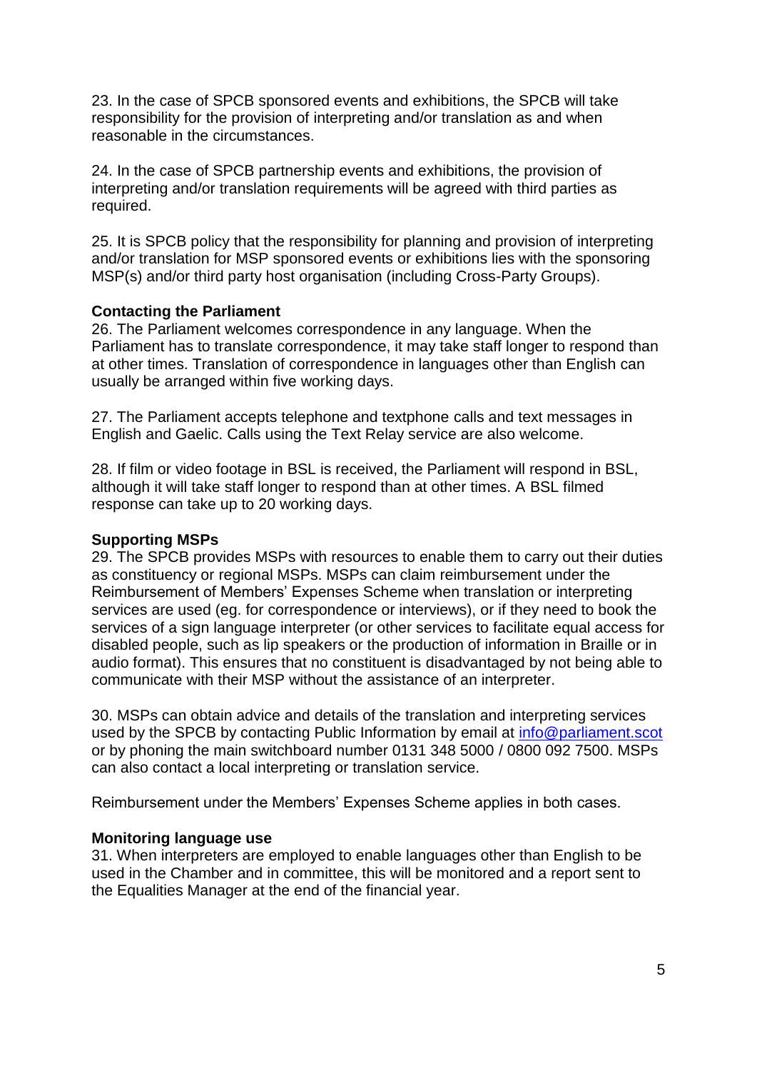23. In the case of SPCB sponsored events and exhibitions, the SPCB will take responsibility for the provision of interpreting and/or translation as and when reasonable in the circumstances.

24. In the case of SPCB partnership events and exhibitions, the provision of interpreting and/or translation requirements will be agreed with third parties as required.

25. It is SPCB policy that the responsibility for planning and provision of interpreting and/or translation for MSP sponsored events or exhibitions lies with the sponsoring MSP(s) and/or third party host organisation (including Cross-Party Groups).

**Contacting the Parliament**

26. The Parliament welcomes correspondence in any language. When the Parliament has to translate correspondence, it may take staff longer to respond than at other times. Translation of correspondence in languages other than English can usually be arranged within five working days.

27. The Parliament accepts telephone and textphone calls and text messages in English and Gaelic. Calls using the Text Relay service are also welcome.

28. If film or video footage in BSL is received, the Parliament will respond in BSL, although it will take staff longer to respond than at other times. A BSL filmed response can take up to 20 working days.

**Supporting MSPs**

29. The SPCB provides MSPs with resources to enable them to carry out their duties as constituency or regional MSPs. MSPs can claim reimbursement under the Reimbursement of Members' Expenses Scheme when translation or interpreting services are used (eg. for correspondence or interviews), or if they need to book the services of a sign language interpreter (or other services to facilitate equal access for disabled people, such as lip speakers or the production of information in Braille or in audio format). This ensures that no constituent is disadvantaged by not being able to communicate with their MSP without the assistance of an interpreter.

30. MSPs can obtain advice and details of the translation and interpreting services used by the SPCB by contacting Public Information by email at info@parliament.scot or by phoning the main switchboard number 0131 348 5000 / 0800 092 7500. MSPs can also contact a local interpreting or translation service.

Reimbursement under the Members' Expenses Scheme applies in both cases.

**Monitoring language use**

31. When interpreters are employed to enable languages other than English to be used in the Chamber and in committee, this will be monitored and a report sent to the Equalities Manager at the end of the financial year.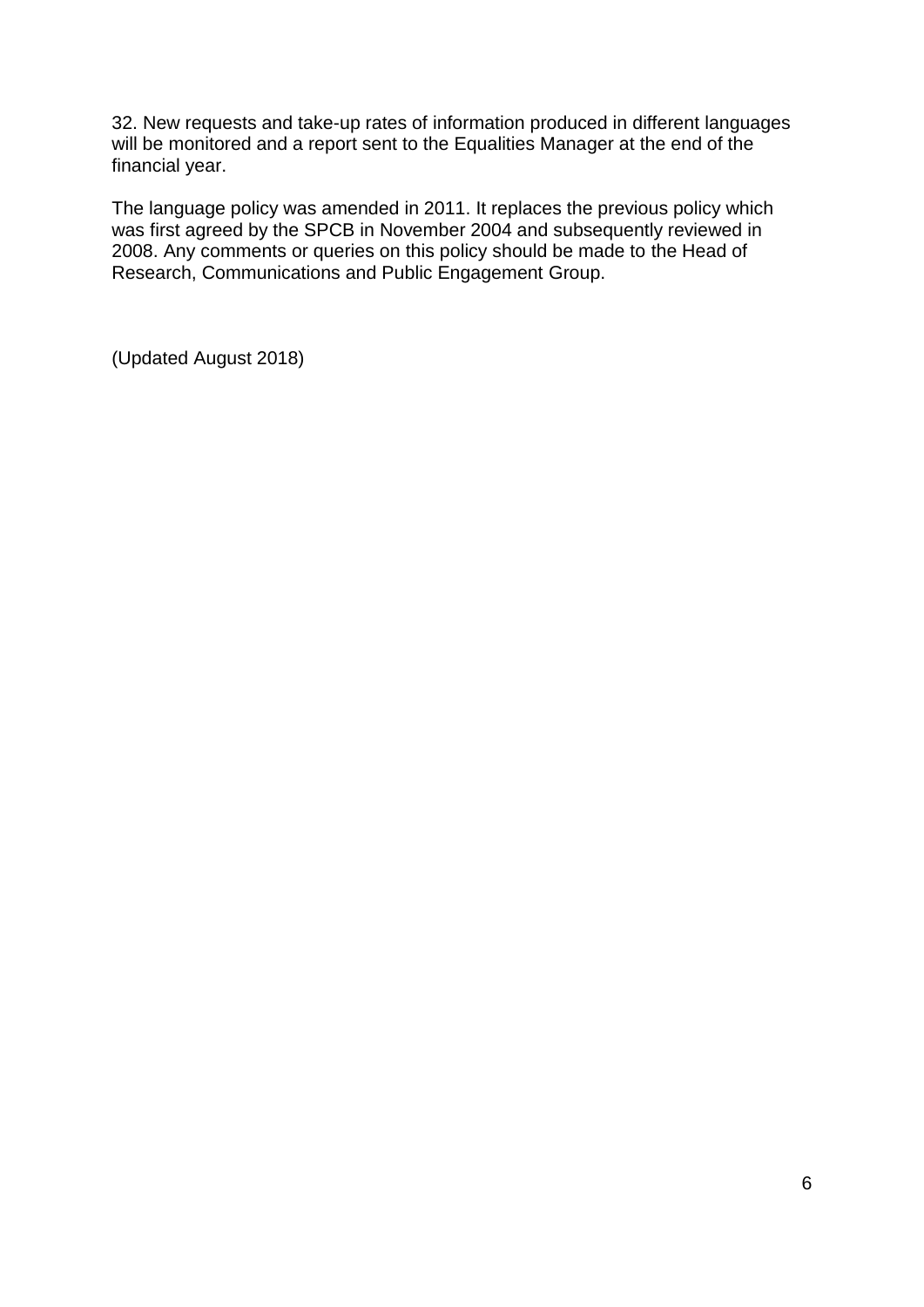32. New requests and take-up rates of information produced in different languages will be monitored and a report sent to the Equalities Manager at the end of the financial year.

The language policy was amended in 2011. It replaces the previous policy which was first agreed by the SPCB in November 2004 and subsequently reviewed in 2008. Any comments or queries on this policy should be made to the Head of Research, Communications and Public Engagement Group.

(Updated August 2018)